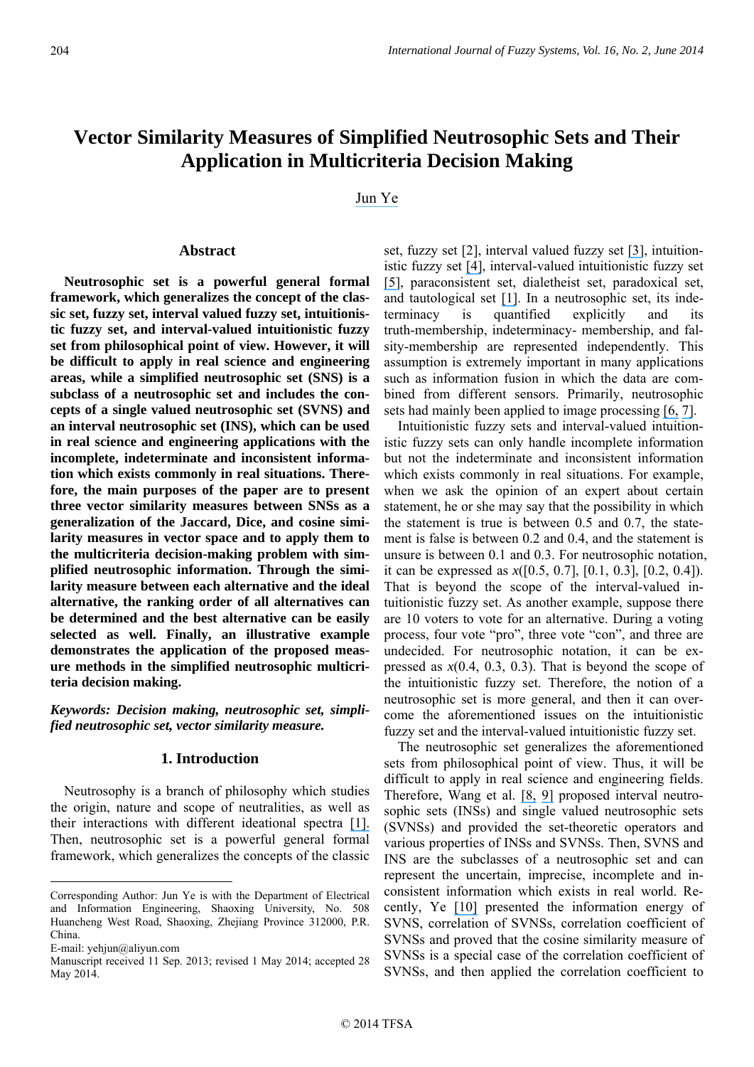# Vector Similarity Measures of Simplified Neutrosophic Sets and Their Application in Multicriteria Decision Making

Jun Ye

## Abstract

**Neutrosophic set is a powerful general formal framework, which generalizes the concept of the classic set, fuzzy set, interval valued fuzzy set, intuitionistic fuzzy set, and interval-valued intuitionistic fuzzy set from philosophical point of view. However, it will be difficult to apply in real science and engineering areas, while a simplified neutrosophic set (SNS) is a subclass of a neutrosophic set and includes the concepts of a single valued neutrosophic set (SVNS) and an interval neutrosophic set (INS), which can be used in real science and engineering applications with the incomplete, indeterminate and inconsistent information which exists commonly in real situations. Therefore, the main purposes of the paper are to present three vector similarity measures between SNSs as a generalization of the Jaccard, Dice, and cosine similarity measures in vector space and to apply them to the multicriteria decision-making problem with simplified neutrosophic information. Through the similarity measure between each alternative and the ideal alternative, the ranking order of all alternatives can be determined and the best alternative can be easily selected as well. Finally, an illustrative example demonstrates the application of the proposed measure methods in the simplified neutrosophic multicriteria decision making.**

***Keywords: Decision making, neutrosophic set, simplified neutrosophic set, vector similarity measure.***

## 1. Introduction

Neutrosophy is a branch of philosophy which studies the origin, nature and scope of neutralities, as well as their interactions with different ideational spectra [1]. Then, neutrosophic set is a powerful general formal framework, which generalizes the concepts of the classic set, fuzzy set [2], interval valued fuzzy set [3], intuitionistic fuzzy set [4], interval-valued intuitionistic fuzzy set [5], paraconsistent set, dialetheist set, paradoxical set, and tautological set [1]. In a neutrosophic set, its indeterminacy is quantified explicitly and its truth-membership, indeterminacy- membership, and falsity-membership are represented independently. This assumption is extremely important in many applications such as information fusion in which the data are combined from different sensors. Primarily, neutrosophic sets had mainly been applied to image processing [6, 7].

Intuitionistic fuzzy sets and interval-valued intuitionistic fuzzy sets can only handle incomplete information but not the indeterminate and inconsistent information which exists commonly in real situations. For example, when we ask the opinion of an expert about certain statement, he or she may say that the possibility in which the statement is true is between 0.5 and 0.7, the statement is false is between 0.2 and 0.4, and the statement is unsure is between 0.1 and 0.3. For neutrosophic notation, it can be expressed as $x([0.5, 0.7], [0.1, 0.3], [0.2, 0.4])$. That is beyond the scope of the interval-valued intuitionistic fuzzy set. As another example, suppose there are 10 voters to vote for an alternative. During a voting process, four vote "pro", three vote "con", and three are undecided. For neutrosophic notation, it can be expressed as $x(0.4, 0.3, 0.3)$. That is beyond the scope of the intuitionistic fuzzy set. Therefore, the notion of a neutrosophic set is more general, and then it can overcome the aforementioned issues on the intuitionistic fuzzy set and the interval-valued intuitionistic fuzzy set.

The neutrosophic set generalizes the aforementioned sets from philosophical point of view. Thus, it will be difficult to apply in real science and engineering fields. Therefore, Wang et al. [8, 9] proposed interval neutrosophic sets (INSs) and single valued neutrosophic sets (SVNSs) and provided the set-theoretic operators and various properties of INSs and SVNSs. Then, SVNS and INS are the subclasses of a neutrosophic set and can represent the uncertain, imprecise, incomplete and inconsistent information which exists in real world. Recently, Ye [10] presented the information energy of SVNS, correlation of SVNSs, correlation coefficient of SVNSs and proved that the cosine similarity measure of SVNSs is a special case of the correlation coefficient of SVNSs, and then applied the correlation coefficient to

---

Corresponding Author: Jun Ye is with the Department of Electrical and Information Engineering, Shaoxing University, No. 508 Huancheng West Road, Shaoxing, Zhejiang Province 312000, P.R. China.

E-mail: yehjun@aliyun.com

Manuscript received 11 Sep. 2013; revised 1 May 2014; accepted 28 May 2014.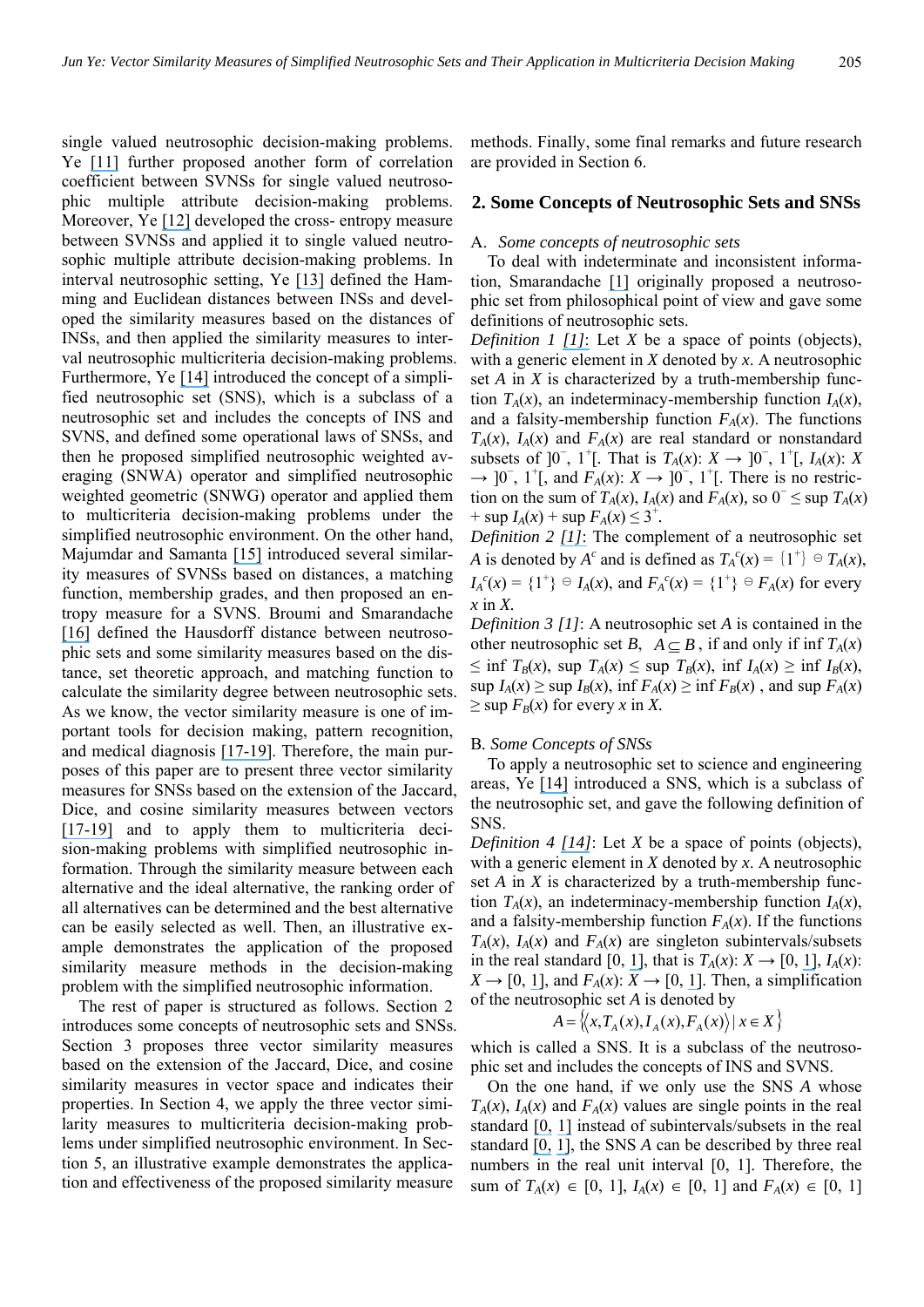single valued neutrosophic decision-making problems. Ye [11] further proposed another form of correlation coefficient between SVNSs for single valued neutrosophic multiple attribute decision-making problems. Moreover, Ye [12] developed the cross- entropy measure between SVNSs and applied it to single valued neutrosophic multiple attribute decision-making problems. In interval neutrosophic setting, Ye [13] defined the Hamming and Euclidean distances between INSs and developed the similarity measures based on the distances of INSs, and then applied the similarity measures to interval neutrosophic multicriteria decision-making problems. Furthermore, Ye [14] introduced the concept of a simplified neutrosophic set (SNS), which is a subclass of a neutrosophic set and includes the concepts of INS and SVNS, and defined some operational laws of SNSs, and then he proposed simplified neutrosophic weighted averaging (SNWA) operator and simplified neutrosophic weighted geometric (SNWG) operator and applied them to multicriteria decision-making problems under the simplified neutrosophic environment. On the other hand, Majumdar and Samanta [15] introduced several similarity measures of SVNSs based on distances, a matching function, membership grades, and then proposed an entropy measure for a SVNS. Broumi and Smarandache [16] defined the Hausdorff distance between neutrosophic sets and some similarity measures based on the distance, set theoretic approach, and matching function to calculate the similarity degree between neutrosophic sets. As we know, the vector similarity measure is one of important tools for decision making, pattern recognition, and medical diagnosis [17-19]. Therefore, the main purposes of this paper are to present three vector similarity measures for SNSs based on the extension of the Jaccard, Dice, and cosine similarity measures between vectors [17-19] and to apply them to multicriteria decision-making problems with simplified neutrosophic information. Through the similarity measure between each alternative and the ideal alternative, the ranking order of all alternatives can be determined and the best alternative can be easily selected as well. Then, an illustrative example demonstrates the application of the proposed similarity measure methods in the decision-making problem with the simplified neutrosophic information.

The rest of paper is structured as follows. Section 2 introduces some concepts of neutrosophic sets and SNSs. Section 3 proposes three vector similarity measures based on the extension of the Jaccard, Dice, and cosine similarity measures in vector space and indicates their properties. In Section 4, we apply the three vector similarity measures to multicriteria decision-making problems under simplified neutrosophic environment. In Section 5, an illustrative example demonstrates the application and effectiveness of the proposed similarity measure methods. Finally, some final remarks and future research are provided in Section 6.

## 2. Some Concepts of Neutrosophic Sets and SNSs

### A. *Some concepts of neutrosophic sets*

To deal with indeterminate and inconsistent information, Smarandache [1] originally proposed a neutrosophic set from philosophical point of view and gave some definitions of neutrosophic sets.

*Definition 1 [1]*: Let $X$ be a space of points (objects), with a generic element in $X$ denoted by $x$. A neutrosophic set $A$ in $X$ is characterized by a truth-membership function $T_A(x)$, an indeterminacy-membership function $I_A(x)$, and a falsity-membership function $F_A(x)$. The functions $T_A(x)$, $I_A(x)$ and $F_A(x)$ are real standard or nonstandard subsets of $]0^-, 1^+[$. That is $T_A(x)$: $X \rightarrow ]0^-, 1^+[$, $I_A(x)$: $X \rightarrow ]0^-, 1^+[$, and $F_A(x)$: $X \rightarrow ]0^-, 1^+[$. There is no restriction on the sum of $T_A(x)$, $I_A(x)$ and $F_A(x)$, so $0^- \leq \sup T_A(x) + \sup I_A(x) + \sup F_A(x) \leq 3^+$.

*Definition 2 [1]*: The complement of a neutrosophic set $A$ is denoted by $A^c$ and is defined as $T_A^c(x) = \{1^+\} \ominus T_A(x)$, $I_A^c(x) = \{1^+\} \ominus I_A(x)$, and $F_A^c(x) = \{1^+\} \ominus F_A(x)$ for every $x$ in $X$.

*Definition 3 [1]*: A neutrosophic set $A$ is contained in the other neutrosophic set $B$, $A \subseteq B$, if and only if $\inf T_A(x) \leq \inf T_B(x)$, $\sup T_A(x) \leq \sup T_B(x)$, $\inf I_A(x) \geq \inf I_B(x)$, $\sup I_A(x) \geq \sup I_B(x)$, $\inf F_A(x) \geq \inf F_B(x)$ , and $\sup F_A(x) \geq \sup F_B(x)$ for every $x$ in $X$.

### B. *Some Concepts of SNSs*

To apply a neutrosophic set to science and engineering areas, Ye [14] introduced a SNS, which is a subclass of the neutrosophic set, and gave the following definition of SNS.

*Definition 4 [14]*: Let $X$ be a space of points (objects), with a generic element in $X$ denoted by $x$. A neutrosophic set $A$ in $X$ is characterized by a truth-membership function $T_A(x)$, an indeterminacy-membership function $I_A(x)$, and a falsity-membership function $F_A(x)$. If the functions $T_A(x)$, $I_A(x)$ and $F_A(x)$ are singleton subintervals/subsets in the real standard [0, 1], that is $T_A(x)$: $X \rightarrow [0, 1]$, $I_A(x)$: $X \rightarrow [0, 1]$, and $F_A(x)$: $X \rightarrow [0, 1]$. Then, a simplification of the neutrosophic set $A$ is denoted by

$$A = \left\{ \left\langle x, T_A(x), I_A(x), F_A(x) \right\rangle \mid x \in X \right\}$$

which is called a SNS. It is a subclass of the neutrosophic set and includes the concepts of INS and SVNS.

On the one hand, if we only use the SNS $A$ whose $T_A(x)$, $I_A(x)$ and $F_A(x)$ values are single points in the real standard [0, 1] instead of subintervals/subsets in the real standard [0, 1], the SNS $A$ can be described by three real numbers in the real unit interval [0, 1]. Therefore, the sum of $T_A(x) \in [0, 1]$, $I_A(x) \in [0, 1]$ and $F_A(x) \in [0, 1]$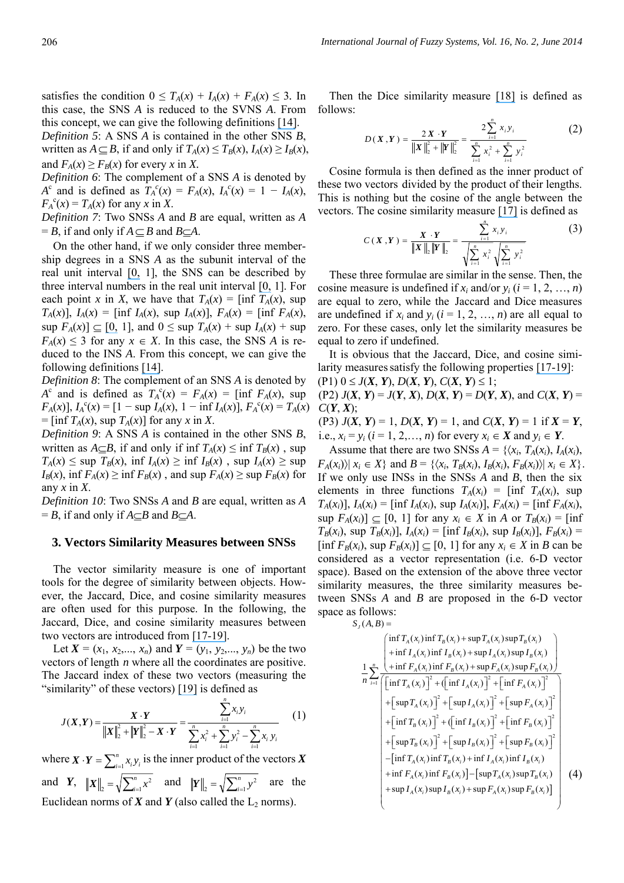satisfies the condition $0 \le T_A(x) + I_A(x) + F_A(x) \le 3$. In this case, the SNS $A$ is reduced to the SVNS $A$. From this concept, we can give the following definitions [14].

*Definition 5*: A SNS $A$ is contained in the other SNS $B$, written as $A \subseteq B$, if and only if $T_A(x) \le T_B(x)$, $I_A(x) \ge I_B(x)$, and $F_A(x) \ge F_B(x)$ for every $x$ in $X$.

*Definition 6*: The complement of a SNS $A$ is denoted by $A^c$ and is defined as $T_A^c(x) = F_A(x)$, $I_A^c(x) = 1 - I_A(x)$, $F_A^c(x) = T_A(x)$ for any $x$ in $X$.

*Definition 7*: Two SNSs $A$ and $B$ are equal, written as $A = B$, if and only if $A \subseteq B$ and $B \subseteq A$.

On the other hand, if we only consider three membership degrees in a SNS $A$ as the subunit interval of the real unit interval [0, 1], the SNS can be described by three interval numbers in the real unit interval [0, 1]. For each point $x$ in $X$, we have that $T_A(x) = [\inf T_A(x), \sup T_A(x)]$, $I_A(x) = [\inf I_A(x), \sup I_A(x)]$, $F_A(x) = [\inf F_A(x), \sup F_A(x)] \subseteq [0, 1]$, and $0 \le \sup T_A(x) + \sup I_A(x) + \sup F_A(x) \le 3$ for any $x \in X$. In this case, the SNS $A$ is reduced to the INS $A$. From this concept, we can give the following definitions [14].

*Definition 8*: The complement of an SNS $A$ is denoted by $A^c$ and is defined as $T_A^c(x) = F_A(x) = [\inf F_A(x), \sup F_A(x)]$, $I_A^c(x) = [1 - \sup I_A(x), 1 - \inf I_A(x)]$, $F_A^c(x) = T_A(x) = [\inf T_A(x), \sup T_A(x)]$ for any $x$ in $X$.

*Definition 9*: A SNS $A$ is contained in the other SNS $B$, written as $A \subseteq B$, if and only if $\inf T_A(x) \le \inf T_B(x)$, $\sup T_A(x) \le \sup T_B(x)$, $\inf I_A(x) \ge \inf I_B(x)$, $\sup I_A(x) \ge \sup I_B(x)$, $\inf F_A(x) \ge \inf F_B(x)$, and $\sup F_A(x) \ge \sup F_B(x)$ for any $x$ in $X$.

*Definition 10*: Two SNSs $A$ and $B$ are equal, written as $A = B$, if and only if $A \subseteq B$ and $B \subseteq A$.

## 3. Vectors Similarity Measures between SNSs

The vector similarity measure is one of important tools for the degree of similarity between objects. However, the Jaccard, Dice, and cosine similarity measures are often used for this purpose. In the following, the Jaccard, Dice, and cosine similarity measures between two vectors are introduced from [17-19].

Let $\boldsymbol{X} = (x_1, x_2, \ldots, x_n)$ and $\boldsymbol{Y} = (y_1, y_2, \ldots, y_n)$ be the two vectors of length $n$ where all the coordinates are positive. The Jaccard index of these two vectors (measuring the "similarity" of these vectors) [19] is defined as

$$J(\boldsymbol{X}, \boldsymbol{Y}) = \frac{\boldsymbol{X} \cdot \boldsymbol{Y}}{\|\boldsymbol{X}\|_2^2 + \|\boldsymbol{Y}\|_2^2 - \boldsymbol{X} \cdot \boldsymbol{Y}} = \frac{\sum_{i=1}^{n} x_i y_i}{\sum_{i=1}^{n} x_i^2 + \sum_{i=1}^{n} y_i^2 - \sum_{i=1}^{n} x_i y_i} \tag{1}$$

where $\boldsymbol{X} \cdot \boldsymbol{Y} = \sum_{i=1}^{n} x_i y_i$ is the inner product of the vectors $\boldsymbol{X}$ and $\boldsymbol{Y}$, $\|\boldsymbol{X}\|_2 = \sqrt{\sum_{i=1}^{n} x^2}$ and $\|\boldsymbol{Y}\|_2 = \sqrt{\sum_{i=1}^{n} y^2}$ are the Euclidean norms of $\boldsymbol{X}$ and $\boldsymbol{Y}$ (also called the $L_2$ norms).

Then the Dice similarity measure [18] is defined as follows:

$$D(\boldsymbol{X}, \boldsymbol{Y}) = \frac{2\boldsymbol{X} \cdot \boldsymbol{Y}}{\|\boldsymbol{X}\|_2^2 + \|\boldsymbol{Y}\|_2^2} = \frac{2\sum_{i=1}^{n} x_i y_i}{\sum_{i=1}^{n} x_i^2 + \sum_{i=1}^{n} y_i^2} \tag{2}$$

Cosine formula is then defined as the inner product of these two vectors divided by the product of their lengths. This is nothing but the cosine of the angle between the vectors. The cosine similarity measure [17] is defined as

$$C(\boldsymbol{X}, \boldsymbol{Y}) = \frac{\boldsymbol{X} \cdot \boldsymbol{Y}}{\|\boldsymbol{X}\|_2 \|\boldsymbol{Y}\|_2} = \frac{\sum_{i=1}^{n} x_i y_i}{\sqrt{\sum_{i=1}^{n} x_i^2}\sqrt{\sum_{i=1}^{n} y_i^2}} \tag{3}$$

These three formulae are similar in the sense. Then, the cosine measure is undefined if $x_i$ and/or $y_i$ ($i = 1, 2, \ldots, n$) are equal to zero, while the Jaccard and Dice measures are undefined if $x_i$ and $y_i$ ($i = 1, 2, \ldots, n$) are all equal to zero. For these cases, only let the similarity measures be equal to zero if undefined.

It is obvious that the Jaccard, Dice, and cosine similarity measures satisfy the following properties [17-19]:

(P1) $0 \le J(\boldsymbol{X}, \boldsymbol{Y}), D(\boldsymbol{X}, \boldsymbol{Y}), C(\boldsymbol{X}, \boldsymbol{Y}) \le 1$;

(P2) $J(\boldsymbol{X}, \boldsymbol{Y}) = J(\boldsymbol{Y}, \boldsymbol{X})$, $D(\boldsymbol{X}, \boldsymbol{Y}) = D(\boldsymbol{Y}, \boldsymbol{X})$, and $C(\boldsymbol{X}, \boldsymbol{Y}) = C(\boldsymbol{Y}, \boldsymbol{X})$;

(P3) $J(\boldsymbol{X}, \boldsymbol{Y}) = 1$, $D(\boldsymbol{X}, \boldsymbol{Y}) = 1$, and $C(\boldsymbol{X}, \boldsymbol{Y}) = 1$ if $\boldsymbol{X} = \boldsymbol{Y}$, i.e., $x_i = y_i$ ($i = 1, 2, \ldots, n$) for every $x_i \in \boldsymbol{X}$ and $y_i \in \boldsymbol{Y}$.

Assume that there are two SNSs $A = \{\langle x_i, T_A(x_i), I_A(x_i), F_A(x_i)\rangle | x_i \in X\}$ and $B = \{\langle x_i, T_B(x_i), I_B(x_i), F_B(x_i)\rangle | x_i \in X\}$. If we only use INSs in the SNSs $A$ and $B$, then the six elements in three functions $T_A(x_i) = [\inf T_A(x_i), \sup T_A(x_i)]$, $I_A(x_i) = [\inf I_A(x_i), \sup I_A(x_i)]$, $F_A(x_i) = [\inf F_A(x_i), \sup F_A(x_i)] \subseteq [0, 1]$ for any $x_i \in X$ in $A$ or $T_B(x_i) = [\inf T_B(x_i), \sup T_B(x_i)]$, $I_B(x_i) = [\inf I_B(x_i), \sup I_B(x_i)]$, $F_B(x_i) = [\inf F_B(x_i), \sup F_B(x_i)] \subseteq [0, 1]$ for any $x_i \in X$ in $B$ can be considered as a vector representation (i.e. 6-D vector space). Based on the extension of the above three vector similarity measures, the three similarity measures between SNSs $A$ and $B$ are proposed in the 6-D vector space as follows:

$$S_J(A, B) = \frac{1}{n}\sum_{i=1}^{n} \frac{\begin{pmatrix} \inf T_A(x_i)\inf T_B(x_i) + \sup T_A(x_i)\sup T_B(x_i) \\ + \inf I_A(x_i)\inf I_B(x_i) + \sup I_A(x_i)\sup I_B(x_i) \\ + \inf F_A(x_i)\inf F_B(x_i) + \sup F_A(x_i)\sup F_B(x_i) \end{pmatrix}}{\begin{pmatrix} \left[\inf T_A(x_i)\right]^2 + \left(\left[\inf I_A(x_i)\right]^2 + \left[\inf F_A(x_i)\right]^2 \\ + \left[\sup T_A(x_i)\right]^2 + \left[\sup I_A(x_i)\right]^2 + \left[\sup F_A(x_i)\right]^2 \\ + \left[\inf T_B(x_i)\right]^2 + \left(\left[\inf I_B(x_i)\right]^2 + \left[\inf F_B(x_i)\right]^2 \\ + \left[\sup T_B(x_i)\right]^2 + \left[\sup I_B(x_i)\right]^2 + \left[\sup F_B(x_i)\right]^2 \\ - \left[\inf T_A(x_i)\inf T_B(x_i) + \inf I_A(x_i)\inf I_B(x_i) \right. \\ \left. + \inf F_A(x_i)\inf F_B(x_i)\right] - \left[\sup T_A(x_i)\sup T_B(x_i) \right. \\ \left. + \sup I_A(x_i)\sup I_B(x_i) + \sup F_A(x_i)\sup F_B(x_i)\right] \end{pmatrix}} \tag{4}$$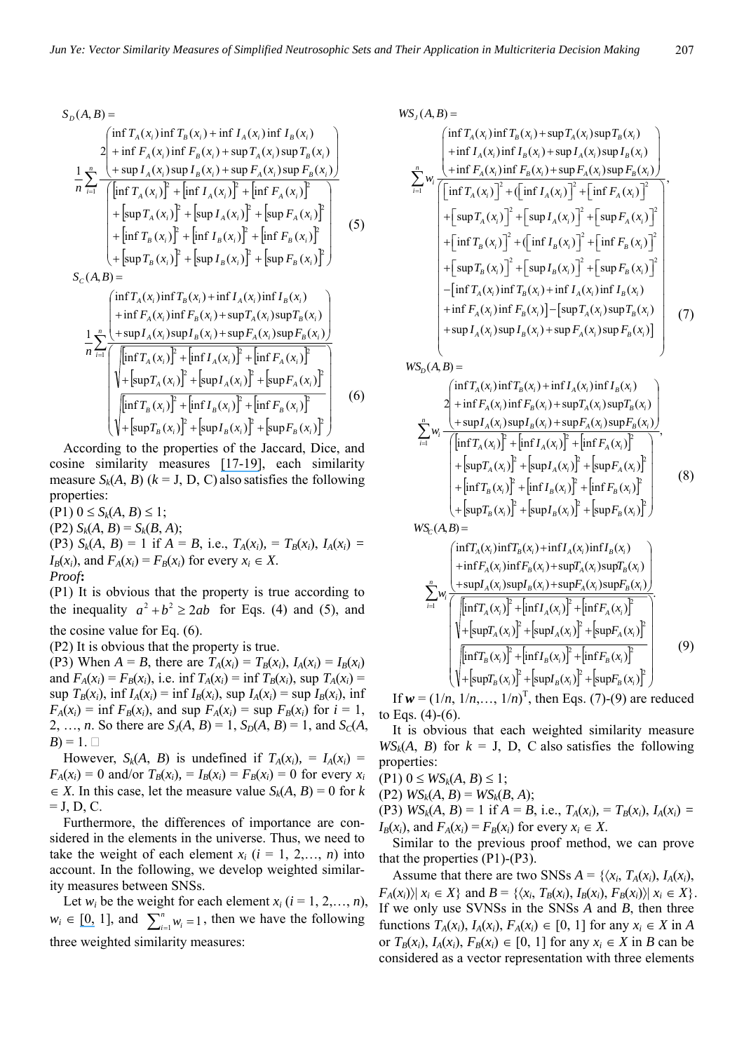$$S_D(A,B)=\frac{1}{n}\sum_{i=1}^{n}\frac{2\begin{pmatrix}\inf T_A(x_i)\inf T_B(x_i)+\inf I_A(x_i)\inf I_B(x_i)\\+\inf F_A(x_i)\inf F_B(x_i)+\sup T_A(x_i)\sup T_B(x_i)\\+\sup I_A(x_i)\sup I_B(x_i)+\sup F_A(x_i)\sup F_B(x_i)\end{pmatrix}}{\begin{pmatrix}[\inf T_A(x_i)]^2+[\inf I_A(x_i)]^2+[\inf F_A(x_i)]^2\\+[\sup T_A(x_i)]^2+[\sup I_A(x_i)]^2+[\sup F_A(x_i)]^2\\+[\inf T_B(x_i)]^2+[\inf I_B(x_i)]^2+[\inf F_B(x_i)]^2\\+[\sup T_B(x_i)]^2+[\sup I_B(x_i)]^2+[\sup F_B(x_i)]^2\end{pmatrix}} \quad (5)$$

$$S_C(A,B)=\frac{1}{n}\sum_{i=1}^{n}\frac{\begin{pmatrix}\inf T_A(x_i)\inf T_B(x_i)+\inf I_A(x_i)\inf I_B(x_i)\\+\inf F_A(x_i)\inf F_B(x_i)+\sup T_A(x_i)\sup T_B(x_i)\\+\sup I_A(x_i)\sup I_B(x_i)+\sup F_A(x_i)\sup F_B(x_i)\end{pmatrix}}{\begin{pmatrix}\sqrt{\begin{matrix}[\inf T_A(x_i)]^2+[\inf I_A(x_i)]^2+[\inf F_A(x_i)]^2\\+[\sup T_A(x_i)]^2+[\sup I_A(x_i)]^2+[\sup F_A(x_i)]^2\end{matrix}}\\ \sqrt{\begin{matrix}[\inf T_B(x_i)]^2+[\inf I_B(x_i)]^2+[\inf F_B(x_i)]^2\\+[\sup T_B(x_i)]^2+[\sup I_B(x_i)]^2+[\sup F_B(x_i)]^2\end{matrix}}\end{pmatrix}} \quad (6)$$

According to the properties of the Jaccard, Dice, and cosine similarity measures [17-19], each similarity measure $S_k(A, B)$ ($k$ = J, D, C) also satisfies the following properties:

(P1) $0 \le S_k(A, B) \le 1$;

(P2) $S_k(A, B) = S_k(B, A)$;

(P3) $S_k(A, B) = 1$ if $A = B$, i.e., $T_A(x_i) = T_B(x_i)$, $I_A(x_i) = I_B(x_i)$, and $F_A(x_i) = F_B(x_i)$ for every $x_i \in X$.

*Proof***:**

(P1) It is obvious that the property is true according to the inequality $a^2 + b^2 \ge 2ab$ for Eqs. (4) and (5), and the cosine value for Eq. (6).

(P2) It is obvious that the property is true.

(P3) When $A = B$, there are $T_A(x_i) = T_B(x_i)$, $I_A(x_i) = I_B(x_i)$ and $F_A(x_i) = F_B(x_i)$, i.e. $\inf T_A(x_i) = \inf T_B(x_i)$, $\sup T_A(x_i) = \sup T_B(x_i)$, $\inf I_A(x_i) = \inf I_B(x_i)$, $\sup I_A(x_i) = \sup I_B(x_i)$, $\inf F_A(x_i) = \inf F_B(x_i)$, and $\sup F_A(x_i) = \sup F_B(x_i)$ for $i = 1, 2, \ldots, n$. So there are $S_J(A, B) = 1$, $S_D(A, B) = 1$, and $S_C(A, B) = 1$. □

However, $S_k(A, B)$ is undefined if $T_A(x_i) = I_A(x_i) = F_A(x_i) = 0$ and/or $T_B(x_i) = I_B(x_i) = F_B(x_i) = 0$ for every $x_i \in X$. In this case, let the measure value $S_k(A, B) = 0$ for $k$ = J, D, C.

Furthermore, the differences of importance are considered in the elements in the universe. Thus, we need to take the weight of each element $x_i$ ($i = 1, 2, \ldots, n$) into account. In the following, we develop weighted similarity measures between SNSs.

Let $w_i$ be the weight for each element $x_i$ ($i = 1, 2, \ldots, n$), $w_i \in [0, 1]$, and $\sum_{i=1}^{n} w_i = 1$, then we have the following three weighted similarity measures:

$$WS_J(A,B)=\sum_{i=1}^{n}w_i\frac{\begin{pmatrix}\inf T_A(x_i)\inf T_B(x_i)+\sup T_A(x_i)\sup T_B(x_i)\\+\inf I_A(x_i)\inf I_B(x_i)+\sup I_A(x_i)\sup I_B(x_i)\\+\inf F_A(x_i)\inf F_B(x_i)+\sup F_A(x_i)\sup F_B(x_i)\end{pmatrix}}{\begin{pmatrix}[\inf T_A(x_i)]^2+[\inf I_A(x_i)]^2+[\inf F_A(x_i)]^2\\+[\sup T_A(x_i)]^2+[\sup I_A(x_i)]^2+[\sup F_A(x_i)]^2\\+[\inf T_B(x_i)]^2+[\inf I_B(x_i)]^2+[\inf F_B(x_i)]^2\\+[\sup T_B(x_i)]^2+[\sup I_B(x_i)]^2+[\sup F_B(x_i)]^2\\-[\inf T_A(x_i)\inf T_B(x_i)+\inf I_A(x_i)\inf I_B(x_i)\\+\inf F_A(x_i)\inf F_B(x_i)]-[\sup T_A(x_i)\sup T_B(x_i)\\+\sup I_A(x_i)\sup I_B(x_i)+\sup F_A(x_i)\sup F_B(x_i)]\end{pmatrix}}, \quad (7)$$

$$WS_D(A,B)=\sum_{i=1}^{n}w_i\frac{2\begin{pmatrix}\inf T_A(x_i)\inf T_B(x_i)+\inf I_A(x_i)\inf I_B(x_i)\\+\inf F_A(x_i)\inf F_B(x_i)+\sup T_A(x_i)\sup T_B(x_i)\\+\sup I_A(x_i)\sup I_B(x_i)+\sup F_A(x_i)\sup F_B(x_i)\end{pmatrix}}{\begin{pmatrix}[\inf T_A(x_i)]^2+[\inf I_A(x_i)]^2+[\inf F_A(x_i)]^2\\+[\sup T_A(x_i)]^2+[\sup I_A(x_i)]^2+[\sup F_A(x_i)]^2\\+[\inf T_B(x_i)]^2+[\inf I_B(x_i)]^2+[\inf F_B(x_i)]^2\\+[\sup T_B(x_i)]^2+[\sup I_B(x_i)]^2+[\sup F_B(x_i)]^2\end{pmatrix}}, \quad (8)$$

$$WS_C(A,B)=\sum_{i=1}^{n}w_i\frac{\begin{pmatrix}\inf T_A(x_i)\inf T_B(x_i)+\inf I_A(x_i)\inf I_B(x_i)\\+\inf F_A(x_i)\inf F_B(x_i)+\sup T_A(x_i)\sup T_B(x_i)\\+\sup I_A(x_i)\sup I_B(x_i)+\sup F_A(x_i)\sup F_B(x_i)\end{pmatrix}}{\begin{pmatrix}\sqrt{\begin{matrix}[\inf T_A(x_i)]^2+[\inf I_A(x_i)]^2+[\inf F_A(x_i)]^2\\+[\sup T_A(x_i)]^2+[\sup I_A(x_i)]^2+[\sup F_A(x_i)]^2\end{matrix}}\\ \sqrt{\begin{matrix}[\inf T_B(x_i)]^2+[\inf I_B(x_i)]^2+[\inf F_B(x_i)]^2\\+[\sup T_B(x_i)]^2+[\sup I_B(x_i)]^2+[\sup F_B(x_i)]^2\end{matrix}}\end{pmatrix}}. \quad (9)$$

If $\boldsymbol{w} = (1/n, 1/n, \ldots, 1/n)^{\mathrm{T}}$, then Eqs. (7)-(9) are reduced to Eqs. (4)-(6).

It is obvious that each weighted similarity measure $WS_k(A, B)$ for $k$ = J, D, C also satisfies the following properties:

(P1) $0 \le WS_k(A, B) \le 1$;

(P2) $WS_k(A, B) = WS_k(B, A)$;

(P3) $WS_k(A, B) = 1$ if $A = B$, i.e., $T_A(x_i) = T_B(x_i)$, $I_A(x_i) = I_B(x_i)$, and $F_A(x_i) = F_B(x_i)$ for every $x_i \in X$.

Similar to the previous proof method, we can prove that the properties (P1)-(P3).

Assume that there are two SNSs $A = \{\langle x_i, T_A(x_i), I_A(x_i), F_A(x_i)\rangle | x_i \in X\}$ and $B = \{\langle x_i, T_B(x_i), I_B(x_i), F_B(x_i)\rangle | x_i \in X\}$. If we only use SVNSs in the SNSs $A$ and $B$, then three functions $T_A(x_i), I_A(x_i), F_A(x_i) \in [0, 1]$ for any $x_i \in X$ in $A$ or $T_B(x_i), I_B(x_i), F_B(x_i) \in [0, 1]$ for any $x_i \in X$ in $B$ can be considered as a vector representation with three elements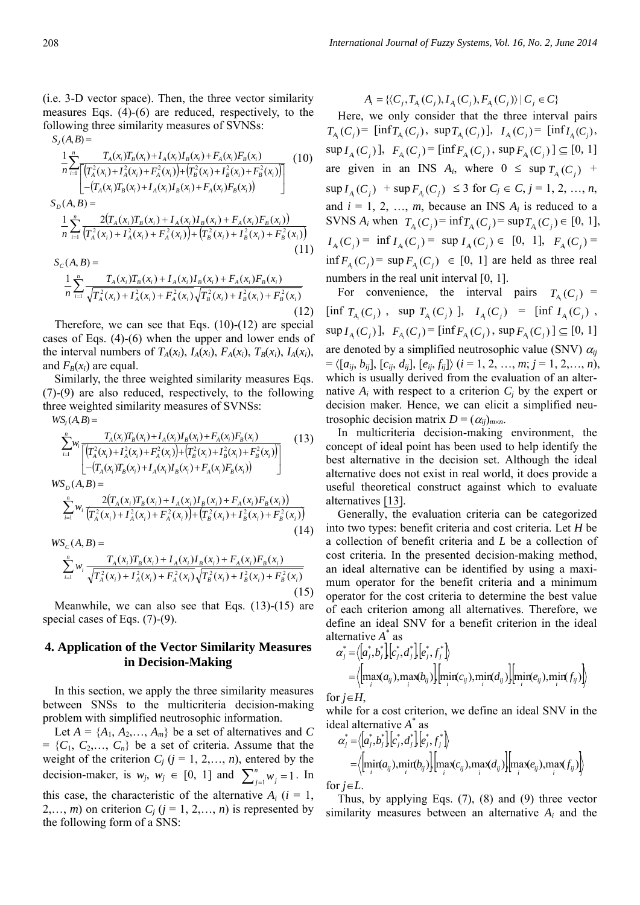(i.e. 3-D vector space). Then, the three vector similarity measures Eqs. (4)-(6) are reduced, respectively, to the following three similarity measures of SVNSs:

$$S_J(A,B)=\frac{1}{n}\sum_{i=1}^{n}\frac{T_A(x_i)T_B(x_i)+I_A(x_i)I_B(x_i)+F_A(x_i)F_B(x_i)}{\left[\begin{array}{l}\left(T_A^2(x_i)+I_A^2(x_i)+F_A^2(x_i)\right)+\left(T_B^2(x_i)+I_B^2(x_i)+F_B^2(x_i)\right)\\-\left(T_A(x_i)T_B(x_i)+I_A(x_i)I_B(x_i)+F_A(x_i)F_B(x_i)\right)\end{array}\right]} \quad (10)$$

$$S_D(A,B)=\frac{1}{n}\sum_{i=1}^{n}\frac{2\left(T_A(x_i)T_B(x_i)+I_A(x_i)I_B(x_i)+F_A(x_i)F_B(x_i)\right)}{\left(T_A^2(x_i)+I_A^2(x_i)+F_A^2(x_i)\right)+\left(T_B^2(x_i)+I_B^2(x_i)+F_B^2(x_i)\right)} \quad (11)$$

$$S_C(A,B)=\frac{1}{n}\sum_{i=1}^{n}\frac{T_A(x_i)T_B(x_i)+I_A(x_i)I_B(x_i)+F_A(x_i)F_B(x_i)}{\sqrt{T_A^2(x_i)+I_A^2(x_i)+F_A^2(x_i)}\sqrt{T_B^2(x_i)+I_B^2(x_i)+F_B^2(x_i)}} \quad (12)$$

Therefore, we can see that Eqs. (10)-(12) are special cases of Eqs. (4)-(6) when the upper and lower ends of the interval numbers of $T_A(x_i)$, $I_A(x_i)$, $F_A(x_i)$, $T_B(x_i)$, $I_A(x_i)$, and $F_B(x_i)$ are equal.

Similarly, the three weighted similarity measures Eqs. (7)-(9) are also reduced, respectively, to the following three weighted similarity measures of SVNSs:

$$WS_J(A,B)=\sum_{i=1}^{n}w_i\frac{T_A(x_i)T_B(x_i)+I_A(x_i)I_B(x_i)+F_A(x_i)F_B(x_i)}{\left[\begin{array}{l}\left(T_A^2(x_i)+I_A^2(x_i)+F_A^2(x_i)\right)+\left(T_B^2(x_i)+I_B^2(x_i)+F_B^2(x_i)\right)\\-\left(T_A(x_i)T_B(x_i)+I_A(x_i)I_B(x_i)+F_A(x_i)F_B(x_i)\right)\end{array}\right]} \quad (13)$$

$$WS_D(A,B)=\sum_{i=1}^{n}w_i\frac{2\left(T_A(x_i)T_B(x_i)+I_A(x_i)I_B(x_i)+F_A(x_i)F_B(x_i)\right)}{\left(T_A^2(x_i)+I_A^2(x_i)+F_A^2(x_i)\right)+\left(T_B^2(x_i)+I_B^2(x_i)+F_B^2(x_i)\right)} \quad (14)$$

$$WS_C(A,B)=\sum_{i=1}^{n}w_i\frac{T_A(x_i)T_B(x_i)+I_A(x_i)I_B(x_i)+F_A(x_i)F_B(x_i)}{\sqrt{T_A^2(x_i)+I_A^2(x_i)+F_A^2(x_i)}\sqrt{T_B^2(x_i)+I_B^2(x_i)+F_B^2(x_i)}} \quad (15)$$

Meanwhile, we can also see that Eqs. (13)-(15) are special cases of Eqs. (7)-(9).

## 4. Application of the Vector Similarity Measures in Decision-Making

In this section, we apply the three similarity measures between SNSs to the multicriteria decision-making problem with simplified neutrosophic information.

Let $A = \{A_1, A_2,\ldots, A_m\}$ be a set of alternatives and $C = \{C_1, C_2,\ldots, C_n\}$ be a set of criteria. Assume that the weight of the criterion $C_j$ ($j = 1, 2,\ldots, n$), entered by the decision-maker, is $w_j$, $w_j \in [0, 1]$ and $\sum_{j=1}^{n} w_j = 1$. In this case, the characteristic of the alternative $A_i$ ($i = 1, 2,\ldots, m$) on criterion $C_j$ ($j = 1, 2,\ldots, n$) is represented by the following form of a SNS:

$$A_i=\{\langle C_j, T_{A_i}(C_j), I_{A_i}(C_j), F_{A_i}(C_j)\rangle \mid C_j\in C\}$$

Here, we only consider that the three interval pairs $T_{A_i}(C_j) = [\inf T_{A_i}(C_j),\ \sup T_{A_i}(C_j)]$, $I_{A_i}(C_j) = [\inf I_{A_i}(C_j),\ \sup I_{A_i}(C_j)]$, $F_{A_i}(C_j) = [\inf F_{A_i}(C_j),\ \sup F_{A_i}(C_j)] \subseteq [0, 1]$ are given in an INS $A_i$, where $0 \le \sup T_{A_i}(C_j) + \sup I_{A_i}(C_j) + \sup F_{A_i}(C_j) \le 3$ for $C_j \in C$, $j = 1, 2, \ldots, n$, and $i = 1, 2, \ldots, m$, because an INS $A_i$ is reduced to a SVNS $A_i$ when $T_{A_i}(C_j) = \inf T_{A_i}(C_j) = \sup T_{A_i}(C_j) \in [0, 1]$, $I_{A_i}(C_j) = \inf I_{A_i}(C_j) = \sup I_{A_i}(C_j) \in [0, 1]$, $F_{A_i}(C_j) = \inf F_{A_i}(C_j) = \sup F_{A_i}(C_j) \in [0, 1]$ are held as three real numbers in the real unit interval [0, 1].

For convenience, the interval pairs $T_{A_i}(C_j) = [\inf T_{A_i}(C_j),\ \sup T_{A_i}(C_j)]$, $I_{A_i}(C_j) = [\inf I_{A_i}(C_j),\ \sup I_{A_i}(C_j)]$, $F_{A_i}(C_j) = [\inf F_{A_i}(C_j),\ \sup F_{A_i}(C_j)] \subseteq [0, 1]$ are denoted by a simplified neutrosophic value (SNV) $\alpha_{ij} = \langle[a_{ij}, b_{ij}], [c_{ij}, d_{ij}], [e_{ij}, f_{ij}]\rangle$ ($i = 1, 2, \ldots, m$; $j = 1, 2,\ldots, n$), which is usually derived from the evaluation of an alternative $A_i$ with respect to a criterion $C_j$ by the expert or decision maker. Hence, we can elicit a simplified neutrosophic decision matrix $D = (\alpha_{ij})_{m\times n}$.

In multicriteria decision-making environment, the concept of ideal point has been used to help identify the best alternative in the decision set. Although the ideal alternative does not exist in real world, it does provide a useful theoretical construct against which to evaluate alternatives [13].

Generally, the evaluation criteria can be categorized into two types: benefit criteria and cost criteria. Let $H$ be a collection of benefit criteria and $L$ be a collection of cost criteria. In the presented decision-making method, an ideal alternative can be identified by using a maximum operator for the benefit criteria and a minimum operator for the cost criteria to determine the best value of each criterion among all alternatives. Therefore, we define an ideal SNV for a benefit criterion in the ideal alternative $A^*$ as

$$\alpha_j^*=\langle[a_j^*,b_j^*],[c_j^*,d_j^*],[e_j^*,f_j^*]\rangle=\left\langle\left[\max_i(a_{ij}),\max_i(b_{ij})\right],\left[\min_i(c_{ij}),\min_i(d_{ij})\right],\left[\min_i(e_{ij}),\min_i(f_{ij})\right]\right\rangle$$

for $j\in H$,

while for a cost criterion, we define an ideal SNV in the ideal alternative $A^*$ as

$$\alpha_j^*=\langle[a_j^*,b_j^*],[c_j^*,d_j^*],[e_j^*,f_j^*]\rangle=\left\langle\left[\min_i(a_{ij}),\min_i(b_{ij})\right],\left[\max_i(c_{ij}),\max_i(d_{ij})\right],\left[\max_i(e_{ij}),\max_i(f_{ij})\right]\right\rangle$$

for $j\in L$.

Thus, by applying Eqs. (7), (8) and (9) three vector similarity measures between an alternative $A_i$ and the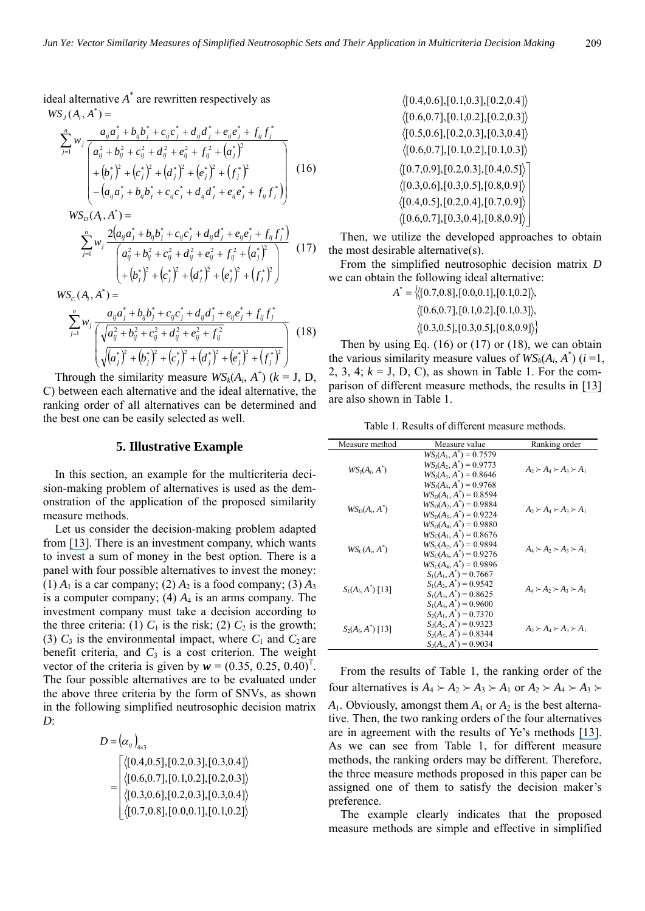ideal alternative $A^*$ are rewritten respectively as

$$WS_J(A_i, A^*) = \sum_{j=1}^{n} w_j \frac{a_{ij}a_j^* + b_{ij}b_j^* + c_{ij}c_j^* + d_{ij}d_j^* + e_{ij}e_j^* + f_{ij}f_j^*}{\left( \begin{array}{l} a_{ij}^2 + b_{ij}^2 + c_{ij}^2 + d_{ij}^2 + e_{ij}^2 + f_{ij}^2 + \left(a_j^*\right)^2 \\ + \left(b_j^*\right)^2 + \left(c_j^*\right)^2 + \left(d_j^*\right)^2 + \left(e_j^*\right)^2 + \left(f_j^*\right)^2 \\ - \left(a_{ij}a_j^* + b_{ij}b_j^* + c_{ij}c_j^* + d_{ij}d_j^* + e_{ij}e_j^* + f_{ij}f_j^*\right) \end{array} \right)} \quad (16)$$

$$WS_D(A_i, A^*) = \sum_{j=1}^{n} w_j \frac{2\left(a_{ij}a_j^* + b_{ij}b_j^* + c_{ij}c_j^* + d_{ij}d_j^* + e_{ij}e_j^* + f_{ij}f_j^*\right)}{\left( \begin{array}{l} a_{ij}^2 + b_{ij}^2 + c_{ij}^2 + d_{ij}^2 + e_{ij}^2 + f_{ij}^2 + \left(a_j^*\right)^2 \\ + \left(b_j^*\right)^2 + \left(c_j^*\right)^2 + \left(d_j^*\right)^2 + \left(e_j^*\right)^2 + \left(f_j^*\right)^2 \end{array} \right)} \quad (17)$$

$$WS_C(A_i, A^*) = \sum_{j=1}^{n} w_j \frac{a_{ij}a_j^* + b_{ij}b_j^* + c_{ij}c_j^* + d_{ij}d_j^* + e_{ij}e_j^* + f_{ij}f_j^*}{\left( \begin{array}{l} \sqrt{a_{ij}^2 + b_{ij}^2 + c_{ij}^2 + d_{ij}^2 + e_{ij}^2 + f_{ij}^2} \\ \sqrt{\left(a_j^*\right)^2 + \left(b_j^*\right)^2 + \left(c_j^*\right)^2 + \left(d_j^*\right)^2 + \left(e_j^*\right)^2 + \left(f_j^*\right)^2} \end{array} \right)} \quad (18)$$

Through the similarity measure $WS_k(A_i, A^*)$ ($k$ = J, D, C) between each alternative and the ideal alternative, the ranking order of all alternatives can be determined and the best one can be easily selected as well.

## 5. Illustrative Example

In this section, an example for the multicriteria decision-making problem of alternatives is used as the demonstration of the application of the proposed similarity measure methods.

Let us consider the decision-making problem adapted from [13]. There is an investment company, which wants to invest a sum of money in the best option. There is a panel with four possible alternatives to invest the money: (1) $A_1$ is a car company; (2) $A_2$ is a food company; (3) $A_3$ is a computer company; (4) $A_4$ is an arms company. The investment company must take a decision according to the three criteria: (1) $C_1$ is the risk; (2) $C_2$ is the growth; (3) $C_3$ is the environmental impact, where $C_1$ and $C_2$ are benefit criteria, and $C_3$ is a cost criterion. The weight vector of the criteria is given by $\boldsymbol{w} = (0.35, 0.25, 0.40)^T$. The four possible alternatives are to be evaluated under the above three criteria by the form of SNVs, as shown in the following simplified neutrosophic decision matrix $D$:

$$D = \left(\alpha_{ij}\right)_{4\times 3} = \begin{bmatrix} \langle[0.4,0.5],[0.2,0.3],[0.3,0.4]\rangle & \langle[0.4,0.6],[0.1,0.3],[0.2,0.4]\rangle & \langle[0.7,0.9],[0.2,0.3],[0.4,0.5]\rangle \\ \langle[0.6,0.7],[0.1,0.2],[0.2,0.3]\rangle & \langle[0.6,0.7],[0.1,0.2],[0.2,0.3]\rangle & \langle[0.3,0.6],[0.3,0.5],[0.8,0.9]\rangle \\ \langle[0.3,0.6],[0.2,0.3],[0.3,0.4]\rangle & \langle[0.5,0.6],[0.2,0.3],[0.3,0.4]\rangle & \langle[0.4,0.5],[0.2,0.4],[0.7,0.9]\rangle \\ \langle[0.7,0.8],[0.0,0.1],[0.1,0.2]\rangle & \langle[0.6,0.7],[0.1,0.2],[0.1,0.3]\rangle & \langle[0.6,0.7],[0.3,0.4],[0.8,0.9]\rangle \end{bmatrix}$$

Then, we utilize the developed approaches to obtain the most desirable alternative(s).

From the simplified neutrosophic decision matrix $D$ we can obtain the following ideal alternative:

$$A^* = \{\langle[0.7,0.8],[0.0,0.1],[0.1,0.2]\rangle, \langle[0.6,0.7],[0.1,0.2],[0.1,0.3]\rangle, \langle[0.3,0.5],[0.3,0.5],[0.8,0.9]\rangle\}$$

Then by using Eq. (16) or (17) or (18), we can obtain the various similarity measure values of $WS_k(A_i, A^*)$ ($i$ =1, 2, 3, 4; $k$ = J, D, C), as shown in Table 1. For the comparison of different measure methods, the results in [13] are also shown in Table 1.

Table 1. Results of different measure methods.

| Measure method | Measure value | Ranking order |
|---|---|---|
| $WS_J(A_i, A^*)$ | $WS_J(A_1, A^*) = 0.7579$<br>$WS_J(A_2, A^*) = 0.9773$<br>$WS_J(A_3, A^*) = 0.8646$<br>$WS_J(A_4, A^*) = 0.9768$ | $A_2 \succ A_4 \succ A_3 \succ A_1$ |
| $WS_D(A_i, A^*)$ | $WS_D(A_1, A^*) = 0.8594$<br>$WS_D(A_2, A^*) = 0.9884$<br>$WS_D(A_3, A^*) = 0.9224$<br>$WS_D(A_4, A^*) = 0.9880$ | $A_2 \succ A_4 \succ A_3 \succ A_1$ |
| $WS_C(A_i, A^*)$ | $WS_C(A_1, A^*) = 0.8676$<br>$WS_C(A_2, A^*) = 0.9894$<br>$WS_C(A_3, A^*) = 0.9276$<br>$WS_C(A_4, A^*) = 0.9896$ | $A_4 \succ A_2 \succ A_3 \succ A_1$ |
| $S_1(A_i, A^*)$ [13] | $S_1(A_1, A^*) = 0.7667$<br>$S_1(A_2, A^*) = 0.9542$<br>$S_1(A_3, A^*) = 0.8625$<br>$S_1(A_4, A^*) = 0.9600$ | $A_4 \succ A_2 \succ A_3 \succ A_1$ |
| $S_2(A_i, A^*)$ [13] | $S_2(A_1, A^*) = 0.7370$<br>$S_2(A_2, A^*) = 0.9323$<br>$S_2(A_3, A^*) = 0.8344$<br>$S_2(A_4, A^*) = 0.9034$ | $A_2 \succ A_4 \succ A_3 \succ A_1$ |

From the results of Table 1, the ranking order of the four alternatives is $A_4 \succ A_2 \succ A_3 \succ A_1$ or $A_2 \succ A_4 \succ A_3 \succ A_1$. Obviously, amongst them $A_4$ or $A_2$ is the best alternative. Then, the two ranking orders of the four alternatives are in agreement with the results of Ye's methods [13]. As we can see from Table 1, for different measure methods, the ranking orders may be different. Therefore, the three measure methods proposed in this paper can be assigned one of them to satisfy the decision maker's preference.

The example clearly indicates that the proposed measure methods are simple and effective in simplified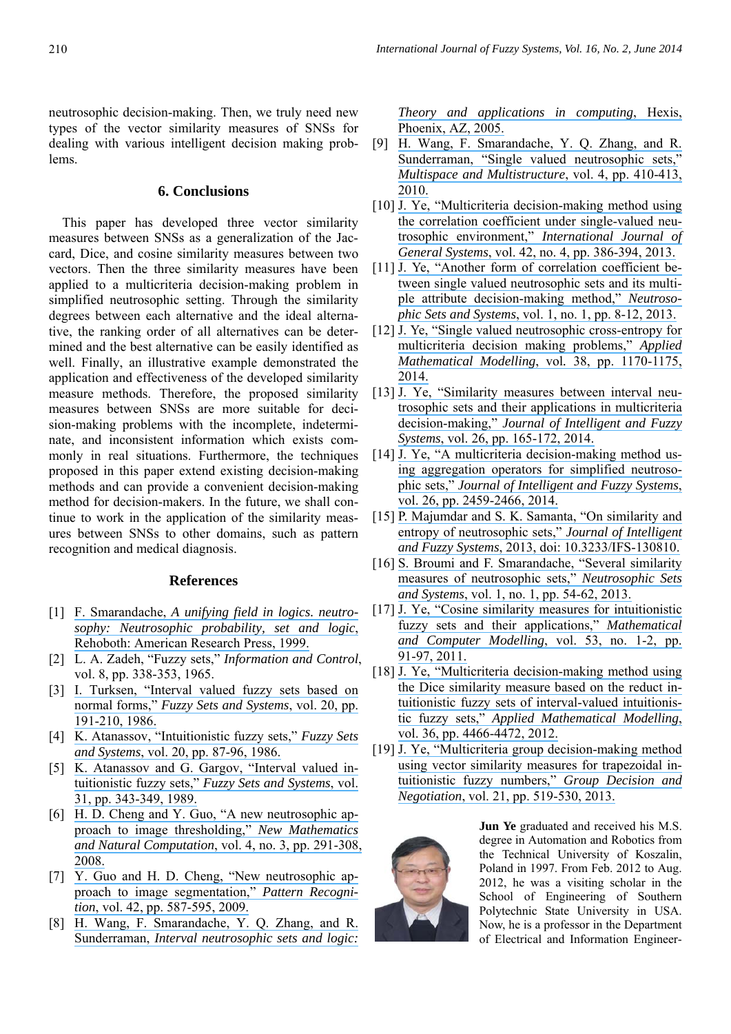neutrosophic decision-making. Then, we truly need new types of the vector similarity measures of SNSs for dealing with various intelligent decision making problems.

## 6. Conclusions

This paper has developed three vector similarity measures between SNSs as a generalization of the Jaccard, Dice, and cosine similarity measures between two vectors. Then the three similarity measures have been applied to a multicriteria decision-making problem in simplified neutrosophic setting. Through the similarity degrees between each alternative and the ideal alternative, the ranking order of all alternatives can be determined and the best alternative can be easily identified as well. Finally, an illustrative example demonstrated the application and effectiveness of the developed similarity measure methods. Therefore, the proposed similarity measures between SNSs are more suitable for decision-making problems with the incomplete, indeterminate, and inconsistent information which exists commonly in real situations. Furthermore, the techniques proposed in this paper extend existing decision-making methods and can provide a convenient decision-making method for decision-makers. In the future, we shall continue to work in the application of the similarity measures between SNSs to other domains, such as pattern recognition and medical diagnosis.

## References

[1] F. Smarandache, *A unifying field in logics. neutrosophy: Neutrosophic probability, set and logic*, Rehoboth: American Research Press, 1999.

[2] L. A. Zadeh, "Fuzzy sets," *Information and Control*, vol. 8, pp. 338-353, 1965.

[3] I. Turksen, "Interval valued fuzzy sets based on normal forms," *Fuzzy Sets and Systems*, vol. 20, pp. 191-210, 1986.

[4] K. Atanassov, "Intuitionistic fuzzy sets," *Fuzzy Sets and Systems*, vol. 20, pp. 87-96, 1986.

[5] K. Atanassov and G. Gargov, "Interval valued intuitionistic fuzzy sets," *Fuzzy Sets and Systems*, vol. 31, pp. 343-349, 1989.

[6] H. D. Cheng and Y. Guo, "A new neutrosophic approach to image thresholding," *New Mathematics and Natural Computation*, vol. 4, no. 3, pp. 291-308, 2008.

[7] Y. Guo and H. D. Cheng, "New neutrosophic approach to image segmentation," *Pattern Recognition*, vol. 42, pp. 587-595, 2009.

[8] H. Wang, F. Smarandache, Y. Q. Zhang, and R. Sunderraman, *Interval neutrosophic sets and logic: Theory and applications in computing*, Hexis, Phoenix, AZ, 2005.

[9] H. Wang, F. Smarandache, Y. Q. Zhang, and R. Sunderraman, "Single valued neutrosophic sets," *Multispace and Multistructure*, vol. 4, pp. 410-413, 2010.

[10] J. Ye, "Multicriteria decision-making method using the correlation coefficient under single-valued neutrosophic environment," *International Journal of General Systems*, vol. 42, no. 4, pp. 386-394, 2013.

[11] J. Ye, "Another form of correlation coefficient between single valued neutrosophic sets and its multiple attribute decision-making method," *Neutrosophic Sets and Systems*, vol. 1, no. 1, pp. 8-12, 2013.

[12] J. Ye, "Single valued neutrosophic cross-entropy for multicriteria decision making problems," *Applied Mathematical Modelling*, vol. 38, pp. 1170-1175, 2014.

[13] J. Ye, "Similarity measures between interval neutrosophic sets and their applications in multicriteria decision-making," *Journal of Intelligent and Fuzzy Systems*, vol. 26, pp. 165-172, 2014.

[14] J. Ye, "A multicriteria decision-making method using aggregation operators for simplified neutrosophic sets," *Journal of Intelligent and Fuzzy Systems*, vol. 26, pp. 2459-2466, 2014.

[15] P. Majumdar and S. K. Samanta, "On similarity and entropy of neutrosophic sets," *Journal of Intelligent and Fuzzy Systems*, 2013, doi: 10.3233/IFS-130810.

[16] S. Broumi and F. Smarandache, "Several similarity measures of neutrosophic sets," *Neutrosophic Sets and Systems*, vol. 1, no. 1, pp. 54-62, 2013.

[17] J. Ye, "Cosine similarity measures for intuitionistic fuzzy sets and their applications," *Mathematical and Computer Modelling*, vol. 53, no. 1-2, pp. 91-97, 2011.

[18] J. Ye, "Multicriteria decision-making method using the Dice similarity measure based on the reduct intuitionistic fuzzy sets of interval-valued intuitionistic fuzzy sets," *Applied Mathematical Modelling*, vol. 36, pp. 4466-4472, 2012.

[19] J. Ye, "Multicriteria group decision-making method using vector similarity measures for trapezoidal intuitionistic fuzzy numbers," *Group Decision and Negotiation*, vol. 21, pp. 519-530, 2013.

**Jun Ye** graduated and received his M.S. degree in Automation and Robotics from the Technical University of Koszalin, Poland in 1997. From Feb. 2012 to Aug. 2012, he was a visiting scholar in the School of Engineering of Southern Polytechnic State University in USA. Now, he is a professor in the Department of Electrical and Information Engineer-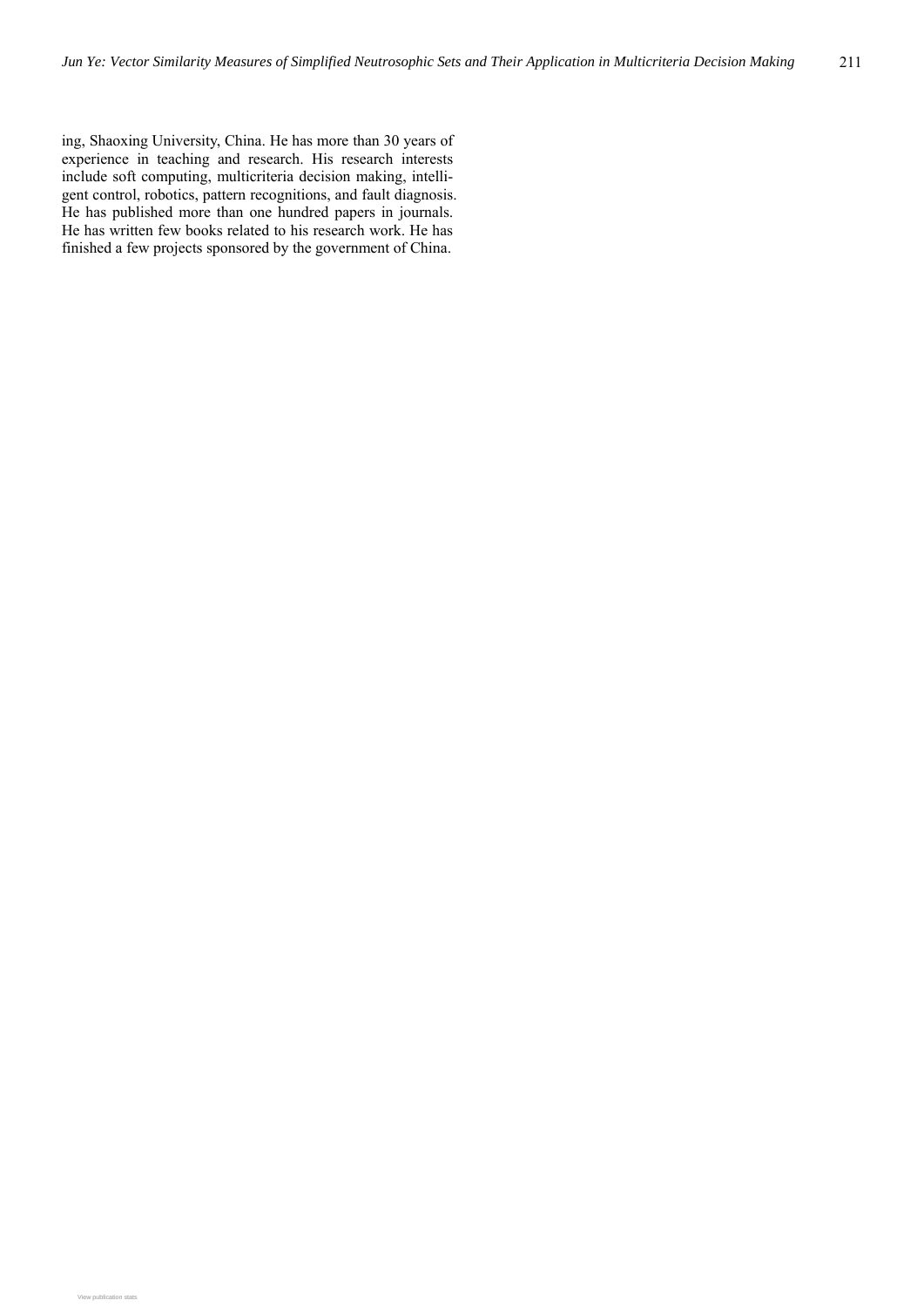ing, Shaoxing University, China. He has more than 30 years of experience in teaching and research. His research interests include soft computing, multicriteria decision making, intelligent control, robotics, pattern recognitions, and fault diagnosis. He has published more than one hundred papers in journals. He has written few books related to his research work. He has finished a few projects sponsored by the government of China.